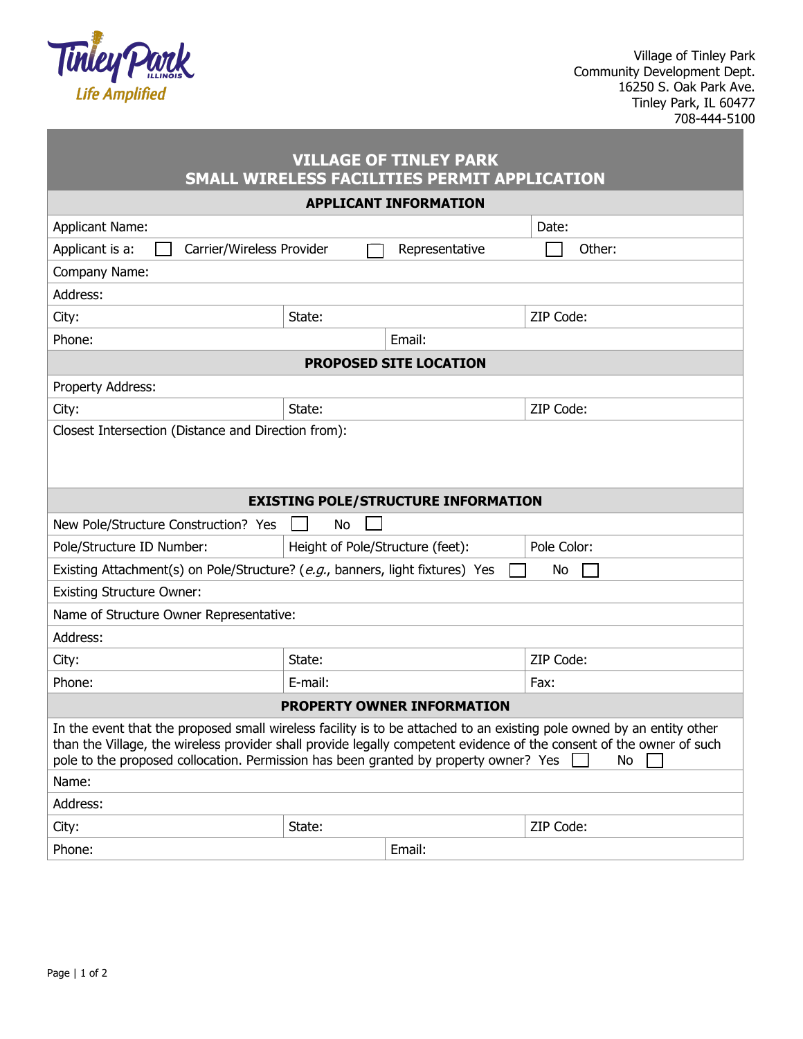Village of Tinley Park
Community Development Dept.
16250 S. Oak Park Ave.
Tinley Park, IL 60477
708-444-5100

# VILLAGE OF TINLEY PARK
# SMALL WIRELESS FACILITIES PERMIT APPLICATION

## APPLICANT INFORMATION

| | | |
|---|---|---|
| Applicant Name: | | Date: |
| Applicant is a: ☐ Carrier/Wireless Provider | ☐ Representative | ☐ Other: |
| Company Name: | | |
| Address: | | |
| City: | State: | ZIP Code: |
| Phone: | Email: | |

## PROPOSED SITE LOCATION

| | | |
|---|---|---|
| Property Address: | | |
| City: | State: | ZIP Code: |
| Closest Intersection (Distance and Direction from): | | |

## EXISTING POLE/STRUCTURE INFORMATION

| | | |
|---|---|---|
| New Pole/Structure Construction? Yes ☐ No ☐ | | |
| Pole/Structure ID Number: | Height of Pole/Structure (feet): | Pole Color: |
| Existing Attachment(s) on Pole/Structure? (*e.g.*, banners, light fixtures) Yes ☐ No ☐ | | |
| Existing Structure Owner: | | |
| Name of Structure Owner Representative: | | |
| Address: | | |
| City: | State: | ZIP Code: |
| Phone: | E-mail: | Fax: |

## PROPERTY OWNER INFORMATION

In the event that the proposed small wireless facility is to be attached to an existing pole owned by an entity other than the Village, the wireless provider shall provide legally competent evidence of the consent of the owner of such pole to the proposed collocation. Permission has been granted by property owner? Yes ☐ No ☐

| | | |
|---|---|---|
| Name: | | |
| Address: | | |
| City: | State: | ZIP Code: |
| Phone: | Email: | |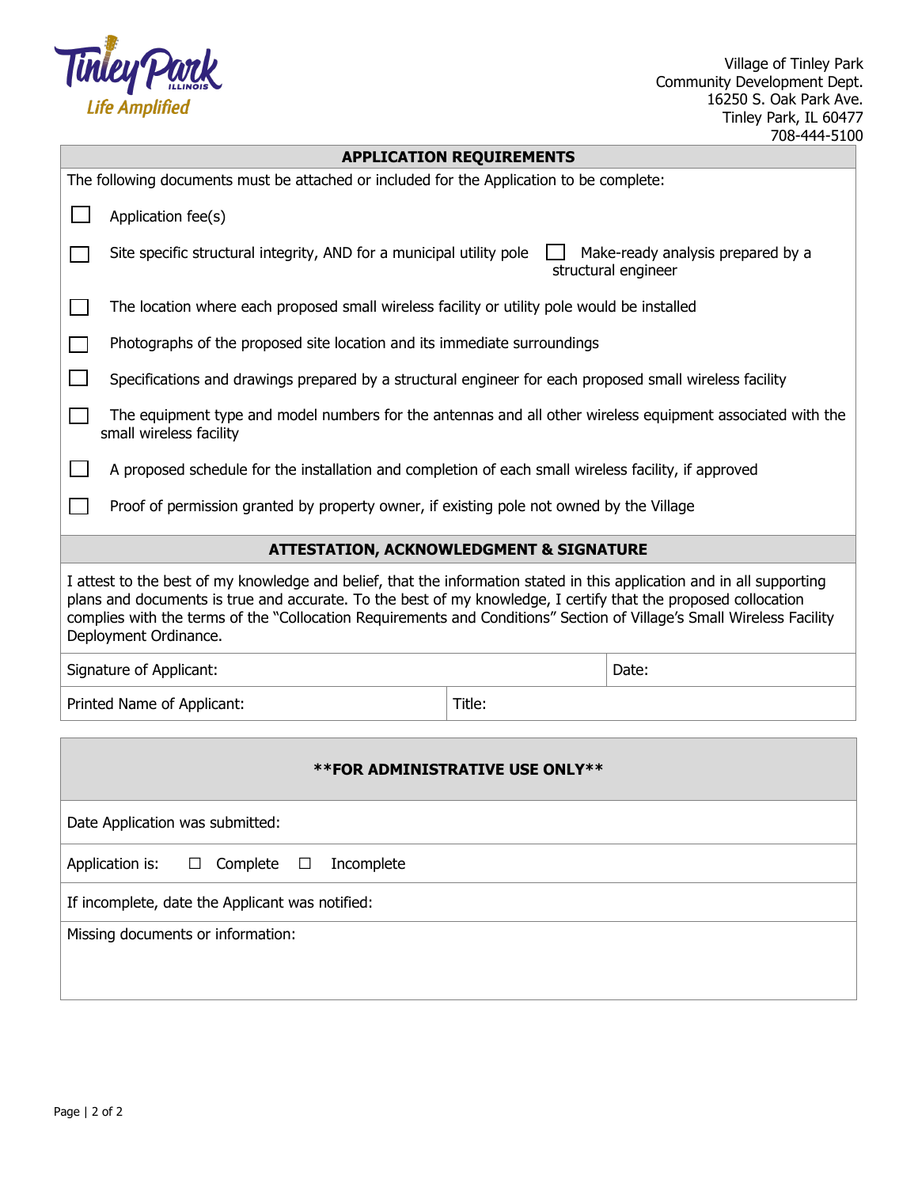Village of Tinley Park
Community Development Dept.
16250 S. Oak Park Ave.
Tinley Park, IL 60477
708-444-5100

## APPLICATION REQUIREMENTS

The following documents must be attached or included for the Application to be complete:

- ☐ Application fee(s)
- ☐ Site specific structural integrity, AND for a municipal utility pole ☐ Make-ready analysis prepared by a structural engineer
- ☐ The location where each proposed small wireless facility or utility pole would be installed
- ☐ Photographs of the proposed site location and its immediate surroundings
- ☐ Specifications and drawings prepared by a structural engineer for each proposed small wireless facility
- ☐ The equipment type and model numbers for the antennas and all other wireless equipment associated with the small wireless facility
- ☐ A proposed schedule for the installation and completion of each small wireless facility, if approved
- ☐ Proof of permission granted by property owner, if existing pole not owned by the Village

## ATTESTATION, ACKNOWLEDGMENT & SIGNATURE

I attest to the best of my knowledge and belief, that the information stated in this application and in all supporting plans and documents is true and accurate. To the best of my knowledge, I certify that the proposed collocation complies with the terms of the "Collocation Requirements and Conditions" Section of Village's Small Wireless Facility Deployment Ordinance.

| | |
|---|---|
| Signature of Applicant: | Date: |
| Printed Name of Applicant: | Title: |

## **FOR ADMINISTRATIVE USE ONLY**

Date Application was submitted:

Application is: ☐ Complete ☐ Incomplete

If incomplete, date the Applicant was notified:

Missing documents or information: